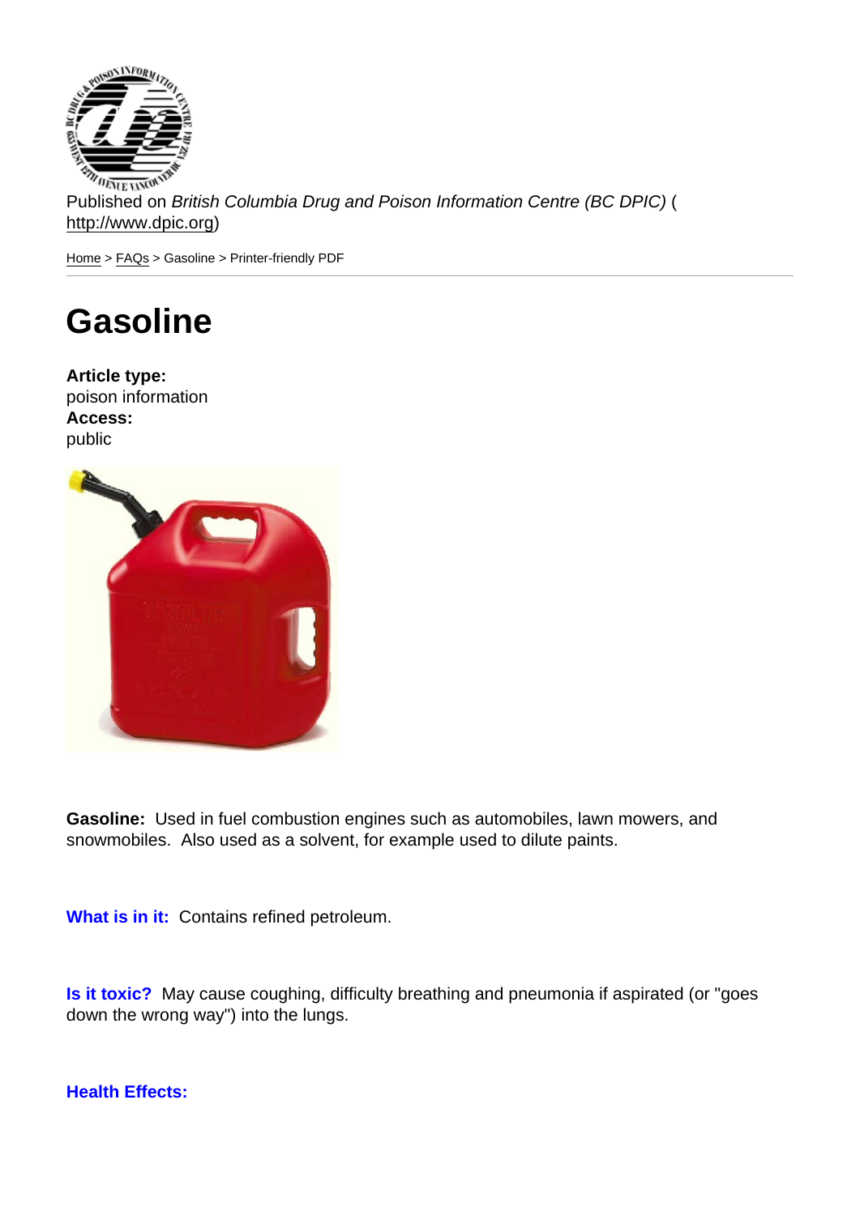Published on *British Columbia Drug and Poison Information Centre (BC DPIC)* (http://www.dpic.org)

Home > FAQs > Gasoline > Printer-friendly PDF

# Gasoline

**Article type:**
poison information
**Access:**
public

**Gasoline:** Used in fuel combustion engines such as automobiles, lawn mowers, and snowmobiles. Also used as a solvent, for example used to dilute paints.

**What is in it:** Contains refined petroleum.

**Is it toxic?** May cause coughing, difficulty breathing and pneumonia if aspirated (or "goes down the wrong way") into the lungs.

**Health Effects:**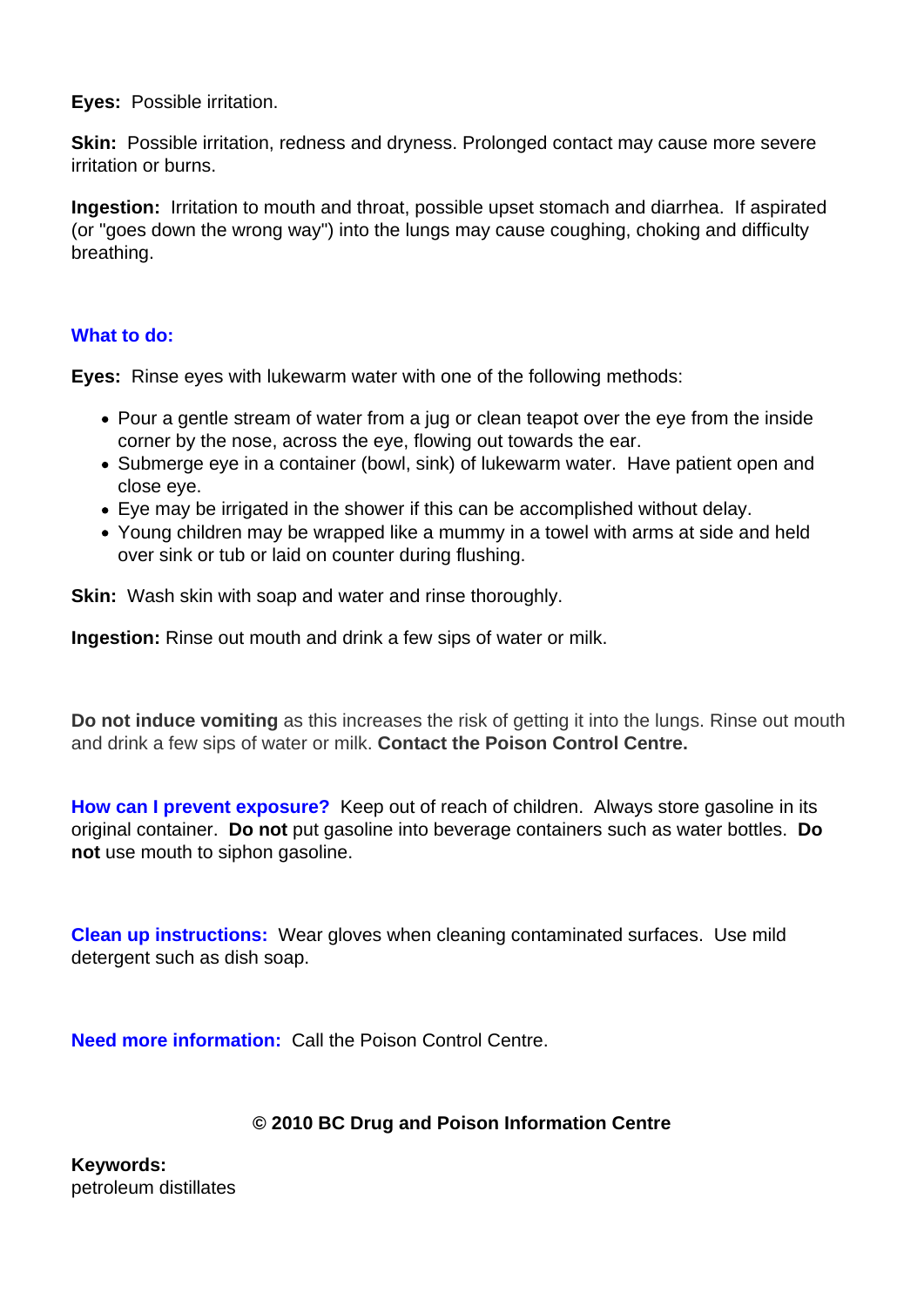**Eyes:** Possible irritation.

**Skin:** Possible irritation, redness and dryness. Prolonged contact may cause more severe irritation or burns.

**Ingestion:** Irritation to mouth and throat, possible upset stomach and diarrhea. If aspirated (or "goes down the wrong way") into the lungs may cause coughing, choking and difficulty breathing.

## What to do:

**Eyes:** Rinse eyes with lukewarm water with one of the following methods:

- Pour a gentle stream of water from a jug or clean teapot over the eye from the inside corner by the nose, across the eye, flowing out towards the ear.
- Submerge eye in a container (bowl, sink) of lukewarm water. Have patient open and close eye.
- Eye may be irrigated in the shower if this can be accomplished without delay.
- Young children may be wrapped like a mummy in a towel with arms at side and held over sink or tub or laid on counter during flushing.

**Skin:** Wash skin with soap and water and rinse thoroughly.

**Ingestion:** Rinse out mouth and drink a few sips of water or milk.

**Do not induce vomiting** as this increases the risk of getting it into the lungs. Rinse out mouth and drink a few sips of water or milk. **Contact the Poison Control Centre.**

**How can I prevent exposure?** Keep out of reach of children. Always store gasoline in its original container. **Do not** put gasoline into beverage containers such as water bottles. **Do not** use mouth to siphon gasoline.

**Clean up instructions:** Wear gloves when cleaning contaminated surfaces. Use mild detergent such as dish soap.

**Need more information:** Call the Poison Control Centre.

**© 2010 BC Drug and Poison Information Centre**

**Keywords:**
petroleum distillates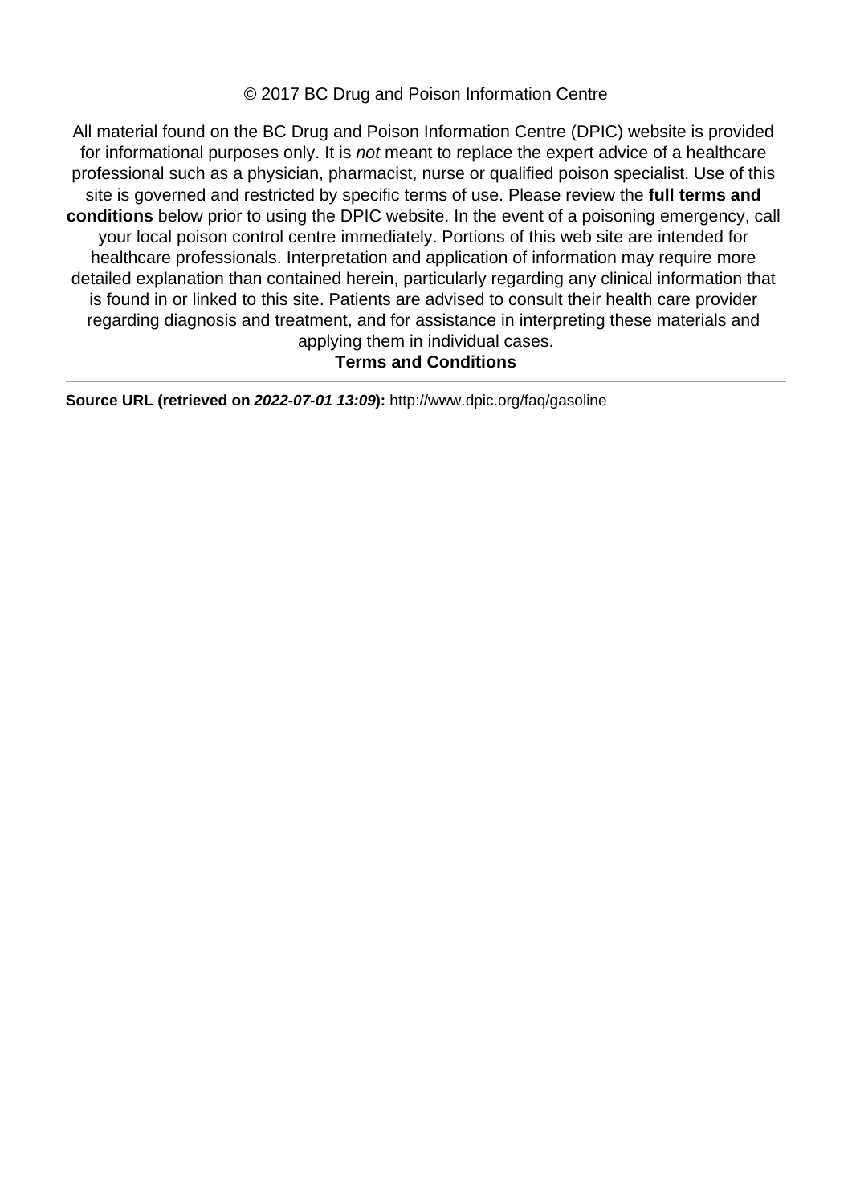© 2017 BC Drug and Poison Information Centre

All material found on the BC Drug and Poison Information Centre (DPIC) website is provided for informational purposes only. It is *not* meant to replace the expert advice of a healthcare professional such as a physician, pharmacist, nurse or qualified poison specialist. Use of this site is governed and restricted by specific terms of use. Please review the **full terms and conditions** below prior to using the DPIC website. In the event of a poisoning emergency, call your local poison control centre immediately. Portions of this web site are intended for healthcare professionals. Interpretation and application of information may require more detailed explanation than contained herein, particularly regarding any clinical information that is found in or linked to this site. Patients are advised to consult their health care provider regarding diagnosis and treatment, and for assistance in interpreting these materials and applying them in individual cases.

**Terms and Conditions**

---

**Source URL (retrieved on *2022-07-01 13:09*):** http://www.dpic.org/faq/gasoline